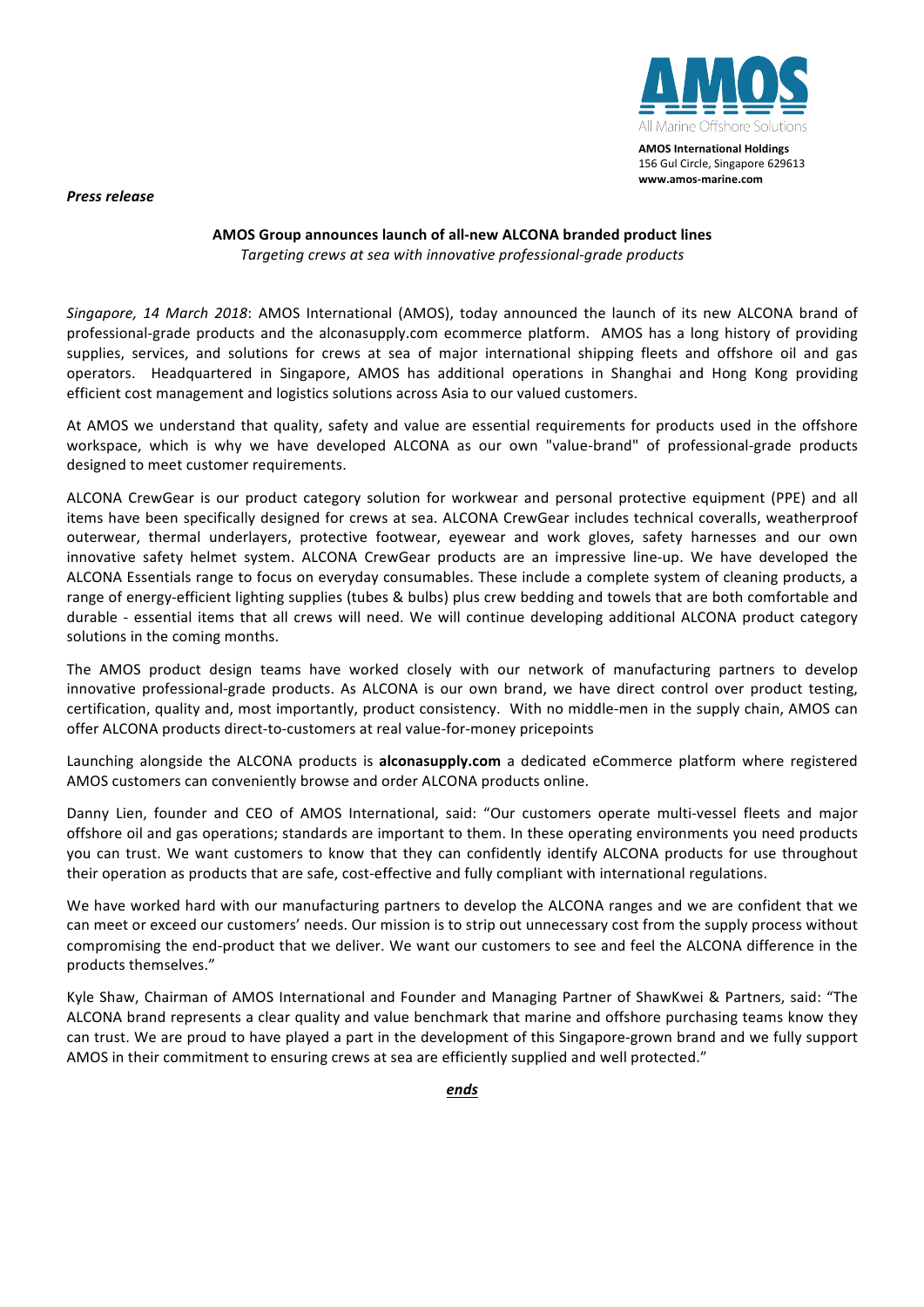**AMOS International Holdings**
156 Gul Circle, Singapore 629613
**www.amos-marine.com**

***Press release***

**AMOS Group announces launch of all-new ALCONA branded product lines**

*Targeting crews at sea with innovative professional-grade products*

*Singapore, 14 March 2018*: AMOS International (AMOS), today announced the launch of its new ALCONA brand of professional-grade products and the alconasupply.com ecommerce platform. AMOS has a long history of providing supplies, services, and solutions for crews at sea of major international shipping fleets and offshore oil and gas operators. Headquartered in Singapore, AMOS has additional operations in Shanghai and Hong Kong providing efficient cost management and logistics solutions across Asia to our valued customers.

At AMOS we understand that quality, safety and value are essential requirements for products used in the offshore workspace, which is why we have developed ALCONA as our own "value-brand" of professional-grade products designed to meet customer requirements.

ALCONA CrewGear is our product category solution for workwear and personal protective equipment (PPE) and all items have been specifically designed for crews at sea. ALCONA CrewGear includes technical coveralls, weatherproof outerwear, thermal underlayers, protective footwear, eyewear and work gloves, safety harnesses and our own innovative safety helmet system. ALCONA CrewGear products are an impressive line-up. We have developed the ALCONA Essentials range to focus on everyday consumables. These include a complete system of cleaning products, a range of energy-efficient lighting supplies (tubes & bulbs) plus crew bedding and towels that are both comfortable and durable - essential items that all crews will need. We will continue developing additional ALCONA product category solutions in the coming months.

The AMOS product design teams have worked closely with our network of manufacturing partners to develop innovative professional-grade products. As ALCONA is our own brand, we have direct control over product testing, certification, quality and, most importantly, product consistency. With no middle-men in the supply chain, AMOS can offer ALCONA products direct-to-customers at real value-for-money pricepoints

Launching alongside the ALCONA products is **alconasupply.com** a dedicated eCommerce platform where registered AMOS customers can conveniently browse and order ALCONA products online.

Danny Lien, founder and CEO of AMOS International, said: "Our customers operate multi-vessel fleets and major offshore oil and gas operations; standards are important to them. In these operating environments you need products you can trust. We want customers to know that they can confidently identify ALCONA products for use throughout their operation as products that are safe, cost-effective and fully compliant with international regulations.

We have worked hard with our manufacturing partners to develop the ALCONA ranges and we are confident that we can meet or exceed our customers' needs. Our mission is to strip out unnecessary cost from the supply process without compromising the end-product that we deliver. We want our customers to see and feel the ALCONA difference in the products themselves."

Kyle Shaw, Chairman of AMOS International and Founder and Managing Partner of ShawKwei & Partners, said: "The ALCONA brand represents a clear quality and value benchmark that marine and offshore purchasing teams know they can trust. We are proud to have played a part in the development of this Singapore-grown brand and we fully support AMOS in their commitment to ensuring crews at sea are efficiently supplied and well protected."

***ends***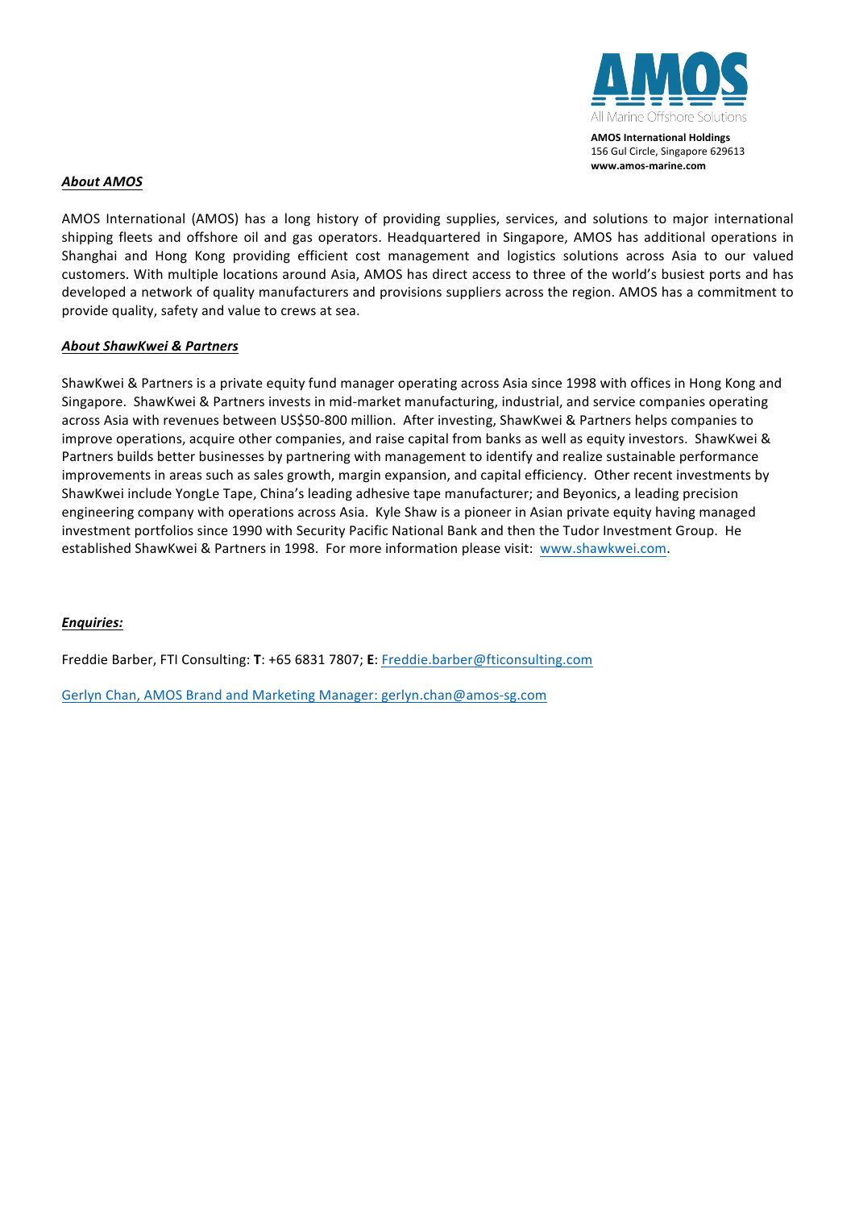AMOS

All Marine Offshore Solutions

**AMOS International Holdings**
156 Gul Circle, Singapore 629613
**www.amos-marine.com**

***About AMOS***

AMOS International (AMOS) has a long history of providing supplies, services, and solutions to major international shipping fleets and offshore oil and gas operators. Headquartered in Singapore, AMOS has additional operations in Shanghai and Hong Kong providing efficient cost management and logistics solutions across Asia to our valued customers. With multiple locations around Asia, AMOS has direct access to three of the world's busiest ports and has developed a network of quality manufacturers and provisions suppliers across the region. AMOS has a commitment to provide quality, safety and value to crews at sea.

***About ShawKwei & Partners***

ShawKwei & Partners is a private equity fund manager operating across Asia since 1998 with offices in Hong Kong and Singapore. ShawKwei & Partners invests in mid-market manufacturing, industrial, and service companies operating across Asia with revenues between US$50-800 million. After investing, ShawKwei & Partners helps companies to improve operations, acquire other companies, and raise capital from banks as well as equity investors. ShawKwei & Partners builds better businesses by partnering with management to identify and realize sustainable performance improvements in areas such as sales growth, margin expansion, and capital efficiency. Other recent investments by ShawKwei include YongLe Tape, China's leading adhesive tape manufacturer; and Beyonics, a leading precision engineering company with operations across Asia. Kyle Shaw is a pioneer in Asian private equity having managed investment portfolios since 1990 with Security Pacific National Bank and then the Tudor Investment Group. He established ShawKwei & Partners in 1998. For more information please visit: www.shawkwei.com.

***Enquiries:***

Freddie Barber, FTI Consulting: **T**: +65 6831 7807; **E**: Freddie.barber@fticonsulting.com

Gerlyn Chan, AMOS Brand and Marketing Manager: gerlyn.chan@amos-sg.com